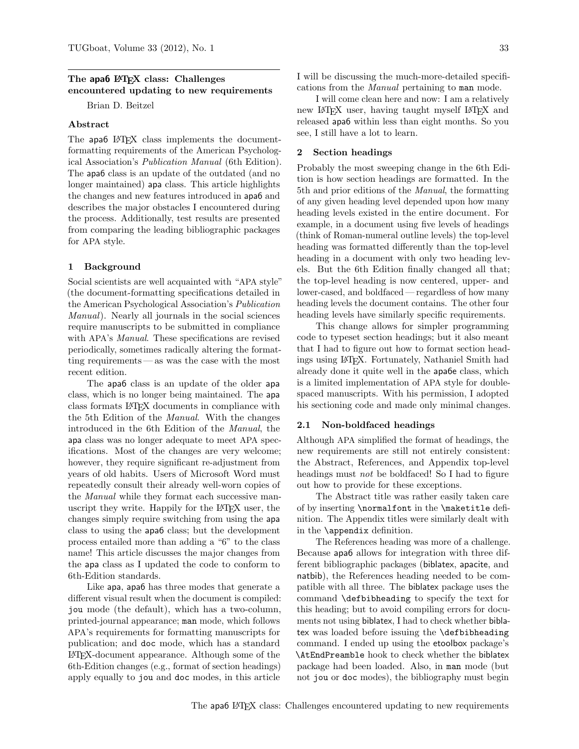# The apa6 LaTeX class: Challenges encountered updating to new requirements

Brian D. Beitzel

## Abstract

The apa6 LaTeX class implements the document-formatting requirements of the American Psychological Association's *Publication Manual* (6th Edition). The apa6 class is an update of the outdated (and no longer maintained) apa class. This article highlights the changes and new features introduced in apa6 and describes the major obstacles I encountered during the process. Additionally, test results are presented from comparing the leading bibliographic packages for APA style.

## 1 Background

Social scientists are well acquainted with "APA style" (the document-formatting specifications detailed in the American Psychological Association's *Publication Manual*). Nearly all journals in the social sciences require manuscripts to be submitted in compliance with APA's *Manual*. These specifications are revised periodically, sometimes radically altering the formatting requirements — as was the case with the most recent edition.

The apa6 class is an update of the older apa class, which is no longer being maintained. The apa class formats LaTeX documents in compliance with the 5th Edition of the *Manual*. With the changes introduced in the 6th Edition of the *Manual*, the apa class was no longer adequate to meet APA specifications. Most of the changes are very welcome; however, they require significant re-adjustment from years of old habits. Users of Microsoft Word must repeatedly consult their already well-worn copies of the *Manual* while they format each successive manuscript they write. Happily for the LaTeX user, the changes simply require switching from using the apa class to using the apa6 class; but the development process entailed more than adding a "6" to the class name! This article discusses the major changes from the apa class as I updated the code to conform to 6th-Edition standards.

Like apa, apa6 has three modes that generate a different visual result when the document is compiled: `jou` mode (the default), which has a two-column, printed-journal appearance; `man` mode, which follows APA's requirements for formatting manuscripts for publication; and `doc` mode, which has a standard LaTeX-document appearance. Although some of the 6th-Edition changes (e.g., format of section headings) apply equally to `jou` and `doc` modes, in this article I will be discussing the much-more-detailed specifications from the *Manual* pertaining to `man` mode.

I will come clean here and now: I am a relatively new LaTeX user, having taught myself LaTeX and released apa6 within less than eight months. So you see, I still have a lot to learn.

## 2 Section headings

Probably the most sweeping change in the 6th Edition is how section headings are formatted. In the 5th and prior editions of the *Manual*, the formatting of any given heading level depended upon how many heading levels existed in the entire document. For example, in a document using five levels of headings (think of Roman-numeral outline levels) the top-level heading was formatted differently than the top-level heading in a document with only two heading levels. But the 6th Edition finally changed all that; the top-level heading is now centered, upper- and lower-cased, and boldfaced — regardless of how many heading levels the document contains. The other four heading levels have similarly specific requirements.

This change allows for simpler programming code to typeset section headings; but it also meant that I had to figure out how to format section headings using LaTeX. Fortunately, Nathaniel Smith had already done it quite well in the apa6e class, which is a limited implementation of APA style for double-spaced manuscripts. With his permission, I adopted his sectioning code and made only minimal changes.

### 2.1 Non-boldfaced headings

Although APA simplified the format of headings, the new requirements are still not entirely consistent: the Abstract, References, and Appendix top-level headings must *not* be boldfaced! So I had to figure out how to provide for these exceptions.

The Abstract title was rather easily taken care of by inserting `\normalfont` in the `\maketitle` definition. The Appendix titles were similarly dealt with in the `\appendix` definition.

The References heading was more of a challenge. Because apa6 allows for integration with three different bibliographic packages (biblatex, apacite, and natbib), the References heading needed to be compatible with all three. The biblatex package uses the command `\defbibheading` to specify the text for this heading; but to avoid compiling errors for documents not using biblatex, I had to check whether biblatex was loaded before issuing the `\defbibheading` command. I ended up using the etoolbox package's `\AtEndPreamble` hook to check whether the biblatex package had been loaded. Also, in `man` mode (but not `jou` or `doc` modes), the bibliography must begin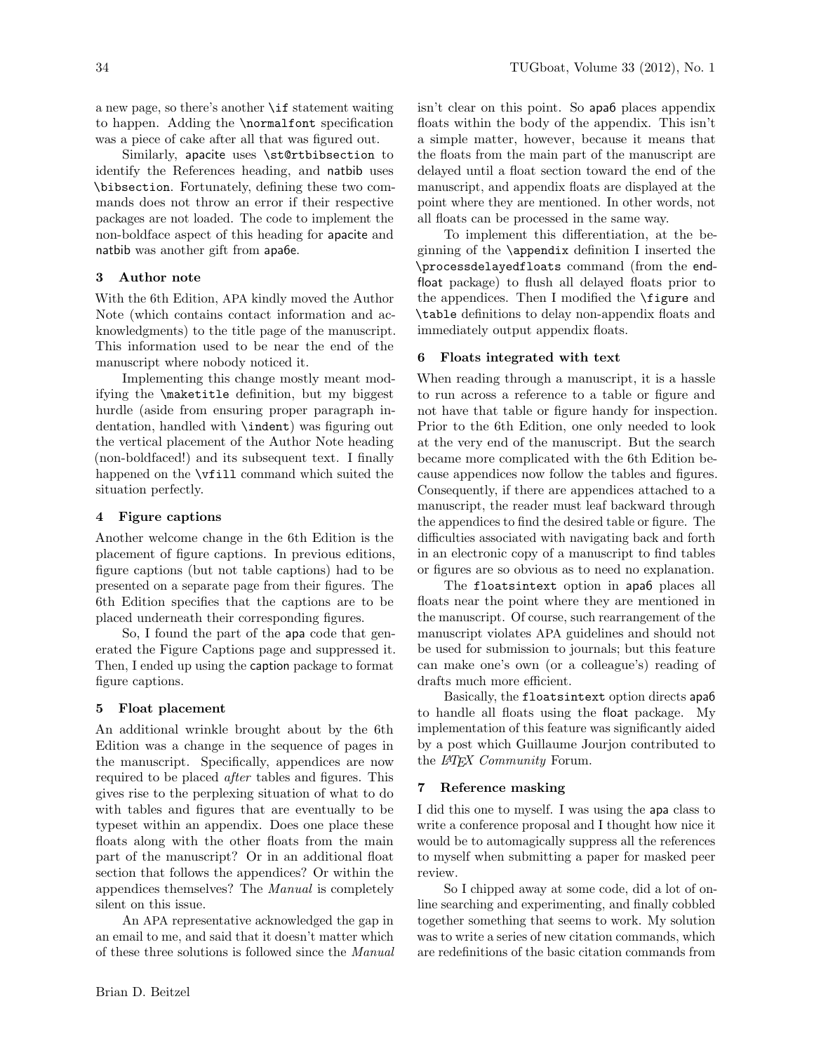a new page, so there's another `\if` statement waiting to happen. Adding the `\normalfont` specification was a piece of cake after all that was figured out.

Similarly, apacite uses `\st@rtbibsection` to identify the References heading, and natbib uses `\bibsection`. Fortunately, defining these two commands does not throw an error if their respective packages are not loaded. The code to implement the non-boldface aspect of this heading for apacite and natbib was another gift from apa6e.

## 3 Author note

With the 6th Edition, APA kindly moved the Author Note (which contains contact information and acknowledgments) to the title page of the manuscript. This information used to be near the end of the manuscript where nobody noticed it.

Implementing this change mostly meant modifying the `\maketitle` definition, but my biggest hurdle (aside from ensuring proper paragraph indentation, handled with `\indent`) was figuring out the vertical placement of the Author Note heading (non-boldfaced!) and its subsequent text. I finally happened on the `\vfill` command which suited the situation perfectly.

## 4 Figure captions

Another welcome change in the 6th Edition is the placement of figure captions. In previous editions, figure captions (but not table captions) had to be presented on a separate page from their figures. The 6th Edition specifies that the captions are to be placed underneath their corresponding figures.

So, I found the part of the apa code that generated the Figure Captions page and suppressed it. Then, I ended up using the caption package to format figure captions.

## 5 Float placement

An additional wrinkle brought about by the 6th Edition was a change in the sequence of pages in the manuscript. Specifically, appendices are now required to be placed *after* tables and figures. This gives rise to the perplexing situation of what to do with tables and figures that are eventually to be typeset within an appendix. Does one place these floats along with the other floats from the main part of the manuscript? Or in an additional float section that follows the appendices? Or within the appendices themselves? The *Manual* is completely silent on this issue.

An APA representative acknowledged the gap in an email to me, and said that it doesn't matter which of these three solutions is followed since the *Manual* isn't clear on this point. So apa6 places appendix floats within the body of the appendix. This isn't a simple matter, however, because it means that the floats from the main part of the manuscript are delayed until a float section toward the end of the manuscript, and appendix floats are displayed at the point where they are mentioned. In other words, not all floats can be processed in the same way.

To implement this differentiation, at the beginning of the `\appendix` definition I inserted the `\processdelayedfloats` command (from the endfloat package) to flush all delayed floats prior to the appendices. Then I modified the `\figure` and `\table` definitions to delay non-appendix floats and immediately output appendix floats.

## 6 Floats integrated with text

When reading through a manuscript, it is a hassle to run across a reference to a table or figure and not have that table or figure handy for inspection. Prior to the 6th Edition, one only needed to look at the very end of the manuscript. But the search became more complicated with the 6th Edition because appendices now follow the tables and figures. Consequently, if there are appendices attached to a manuscript, the reader must leaf backward through the appendices to find the desired table or figure. The difficulties associated with navigating back and forth in an electronic copy of a manuscript to find tables or figures are so obvious as to need no explanation.

The `floatsintext` option in apa6 places all floats near the point where they are mentioned in the manuscript. Of course, such rearrangement of the manuscript violates APA guidelines and should not be used for submission to journals; but this feature can make one's own (or a colleague's) reading of drafts much more efficient.

Basically, the `floatsintext` option directs apa6 to handle all floats using the float package. My implementation of this feature was significantly aided by a post which Guillaume Jourjon contributed to the *LaTeX Community* Forum.

## 7 Reference masking

I did this one to myself. I was using the apa class to write a conference proposal and I thought how nice it would be to automagically suppress all the references to myself when submitting a paper for masked peer review.

So I chipped away at some code, did a lot of online searching and experimenting, and finally cobbled together something that seems to work. My solution was to write a series of new citation commands, which are redefinitions of the basic citation commands from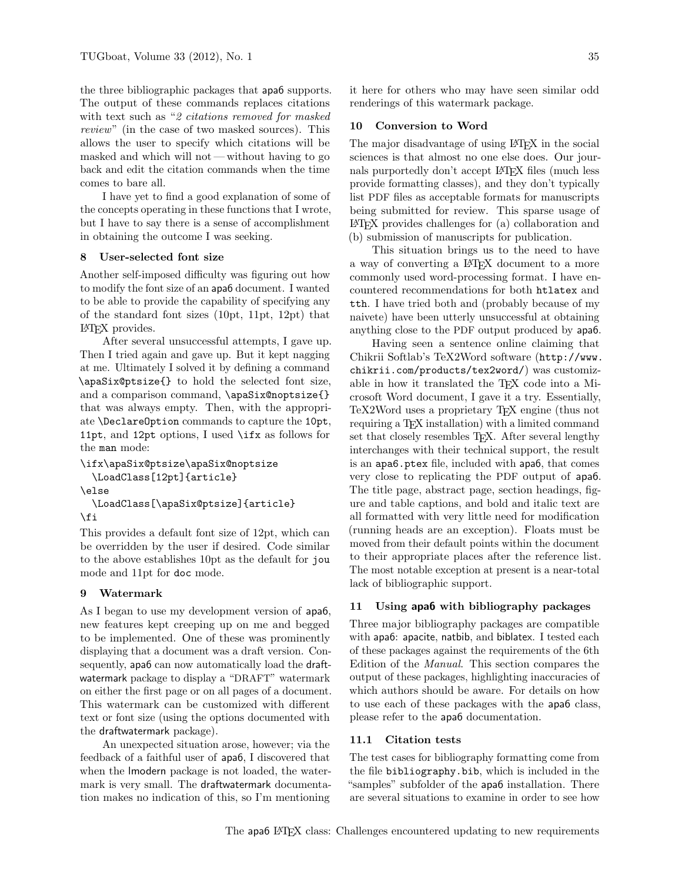the three bibliographic packages that apa6 supports. The output of these commands replaces citations with text such as "*2 citations removed for masked review*" (in the case of two masked sources). This allows the user to specify which citations will be masked and which will not — without having to go back and edit the citation commands when the time comes to bare all.

I have yet to find a good explanation of some of the concepts operating in these functions that I wrote, but I have to say there is a sense of accomplishment in obtaining the outcome I was seeking.

## 8 User-selected font size

Another self-imposed difficulty was figuring out how to modify the font size of an apa6 document. I wanted to be able to provide the capability of specifying any of the standard font sizes (10pt, 11pt, 12pt) that LaTeX provides.

After several unsuccessful attempts, I gave up. Then I tried again and gave up. But it kept nagging at me. Ultimately I solved it by defining a command `\apaSix@ptsize{}` to hold the selected font size, and a comparison command, `\apaSix@noptsize{}` that was always empty. Then, with the appropriate `\DeclareOption` commands to capture the `10pt`, `11pt`, and `12pt` options, I used `\ifx` as follows for the `man` mode:

```
\ifx\apaSix@ptsize\apaSix@noptsize
  \LoadClass[12pt]{article}
\else
  \LoadClass[\apaSix@ptsize]{article}
\fi
```

This provides a default font size of 12pt, which can be overridden by the user if desired. Code similar to the above establishes 10pt as the default for `jou` mode and 11pt for `doc` mode.

## 9 Watermark

As I began to use my development version of apa6, new features kept creeping up on me and begged to be implemented. One of these was prominently displaying that a document was a draft version. Consequently, apa6 can now automatically load the draftwatermark package to display a "DRAFT" watermark on either the first page or on all pages of a document. This watermark can be customized with different text or font size (using the options documented with the draftwatermark package).

An unexpected situation arose, however; via the feedback of a faithful user of apa6, I discovered that when the lmodern package is not loaded, the watermark is very small. The draftwatermark documentation makes no indication of this, so I'm mentioning it here for others who may have seen similar odd renderings of this watermark package.

## 10 Conversion to Word

The major disadvantage of using LaTeX in the social sciences is that almost no one else does. Our journals purportedly don't accept LaTeX files (much less provide formatting classes), and they don't typically list PDF files as acceptable formats for manuscripts being submitted for review. This sparse usage of LaTeX provides challenges for (a) collaboration and (b) submission of manuscripts for publication.

This situation brings us to the need to have a way of converting a LaTeX document to a more commonly used word-processing format. I have encountered recommendations for both `htlatex` and `tth`. I have tried both and (probably because of my naivete) have been utterly unsuccessful at obtaining anything close to the PDF output produced by apa6.

Having seen a sentence online claiming that Chikrii Softlab's TeX2Word software (`http://www.chikrii.com/products/tex2word/`) was customizable in how it translated the TeX code into a Microsoft Word document, I gave it a try. Essentially, TeX2Word uses a proprietary TeX engine (thus not requiring a TeX installation) with a limited command set that closely resembles TeX. After several lengthy interchanges with their technical support, the result is an `apa6.ptex` file, included with apa6, that comes very close to replicating the PDF output of apa6. The title page, abstract page, section headings, figure and table captions, and bold and italic text are all formatted with very little need for modification (running heads are an exception). Floats must be moved from their default points within the document to their appropriate places after the reference list. The most notable exception at present is a near-total lack of bibliographic support.

## 11 Using apa6 with bibliography packages

Three major bibliography packages are compatible with apa6: apacite, natbib, and biblatex. I tested each of these packages against the requirements of the 6th Edition of the *Manual*. This section compares the output of these packages, highlighting inaccuracies of which authors should be aware. For details on how to use each of these packages with the apa6 class, please refer to the apa6 documentation.

### 11.1 Citation tests

The test cases for bibliography formatting come from the file `bibliography.bib`, which is included in the "samples" subfolder of the apa6 installation. There are several situations to examine in order to see how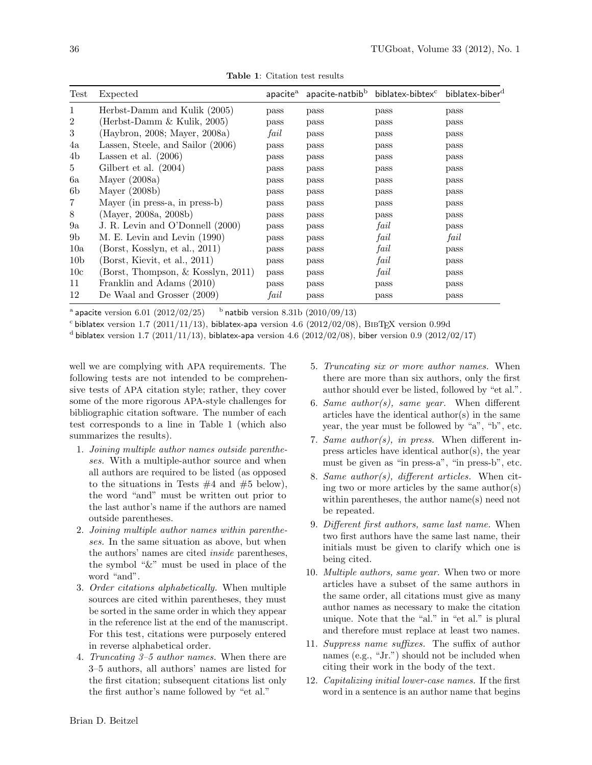**Table 1**: Citation test results

| Test | Expected | apacite[a] | apacite-natbib[b] | biblatex-bibtex[c] | biblatex-biber[d] |
|---|---|---|---|---|---|
| 1 | Herbst-Damm and Kulik (2005) | pass | pass | pass | pass |
| 2 | (Herbst-Damm & Kulik, 2005) | pass | pass | pass | pass |
| 3 | (Haybron, 2008; Mayer, 2008a) | *fail* | pass | pass | pass |
| 4a | Lassen, Steele, and Sailor (2006) | pass | pass | pass | pass |
| 4b | Lassen et al. (2006) | pass | pass | pass | pass |
| 5 | Gilbert et al. (2004) | pass | pass | pass | pass |
| 6a | Mayer (2008a) | pass | pass | pass | pass |
| 6b | Mayer (2008b) | pass | pass | pass | pass |
| 7 | Mayer (in press-a, in press-b) | pass | pass | pass | pass |
| 8 | (Mayer, 2008a, 2008b) | pass | pass | pass | pass |
| 9a | J. R. Levin and O'Donnell (2000) | pass | pass | *fail* | pass |
| 9b | M. E. Levin and Levin (1990) | pass | pass | *fail* | *fail* |
| 10a | (Borst, Kosslyn, et al., 2011) | pass | pass | *fail* | pass |
| 10b | (Borst, Kievit, et al., 2011) | pass | pass | *fail* | pass |
| 10c | (Borst, Thompson, & Kosslyn, 2011) | pass | pass | *fail* | pass |
| 11 | Franklin and Adams (2010) | pass | pass | pass | pass |
| 12 | De Waal and Grosser (2009) | *fail* | pass | pass | pass |

[a] apacite version 6.01 (2012/02/25) [b] natbib version 8.31b (2010/09/13)
[c] biblatex version 1.7 (2011/11/13), biblatex-apa version 4.6 (2012/02/08), BibTeX version 0.99d
[d] biblatex version 1.7 (2011/11/13), biblatex-apa version 4.6 (2012/02/08), biber version 0.9 (2012/02/17)

well we are complying with APA requirements. The following tests are not intended to be comprehensive tests of APA citation style; rather, they cover some of the more rigorous APA-style challenges for bibliographic citation software. The number of each test corresponds to a line in Table 1 (which also summarizes the results).

1. *Joining multiple author names outside parentheses.* With a multiple-author source and when all authors are required to be listed (as opposed to the situations in Tests #4 and #5 below), the word "and" must be written out prior to the last author's name if the authors are named outside parentheses.
2. *Joining multiple author names within parentheses.* In the same situation as above, but when the authors' names are cited *inside* parentheses, the symbol "&" must be used in place of the word "and".
3. *Order citations alphabetically.* When multiple sources are cited within parentheses, they must be sorted in the same order in which they appear in the reference list at the end of the manuscript. For this test, citations were purposely entered in reverse alphabetical order.
4. *Truncating 3–5 author names.* When there are 3–5 authors, all authors' names are listed for the first citation; subsequent citations list only the first author's name followed by "et al."
5. *Truncating six or more author names.* When there are more than six authors, only the first author should ever be listed, followed by "et al.".
6. *Same author(s), same year.* When different articles have the identical author(s) in the same year, the year must be followed by "a", "b", etc.
7. *Same author(s), in press.* When different in-press articles have identical author(s), the year must be given as "in press-a", "in press-b", etc.
8. *Same author(s), different articles.* When citing two or more articles by the same author(s) within parentheses, the author name(s) need not be repeated.
9. *Different first authors, same last name.* When two first authors have the same last name, their initials must be given to clarify which one is being cited.
10. *Multiple authors, same year.* When two or more articles have a subset of the same authors in the same order, all citations must give as many author names as necessary to make the citation unique. Note that the "al." in "et al." is plural and therefore must replace at least two names.
11. *Suppress name suffixes.* The suffix of author names (e.g., "Jr.") should not be included when citing their work in the body of the text.
12. *Capitalizing initial lower-case names.* If the first word in a sentence is an author name that begins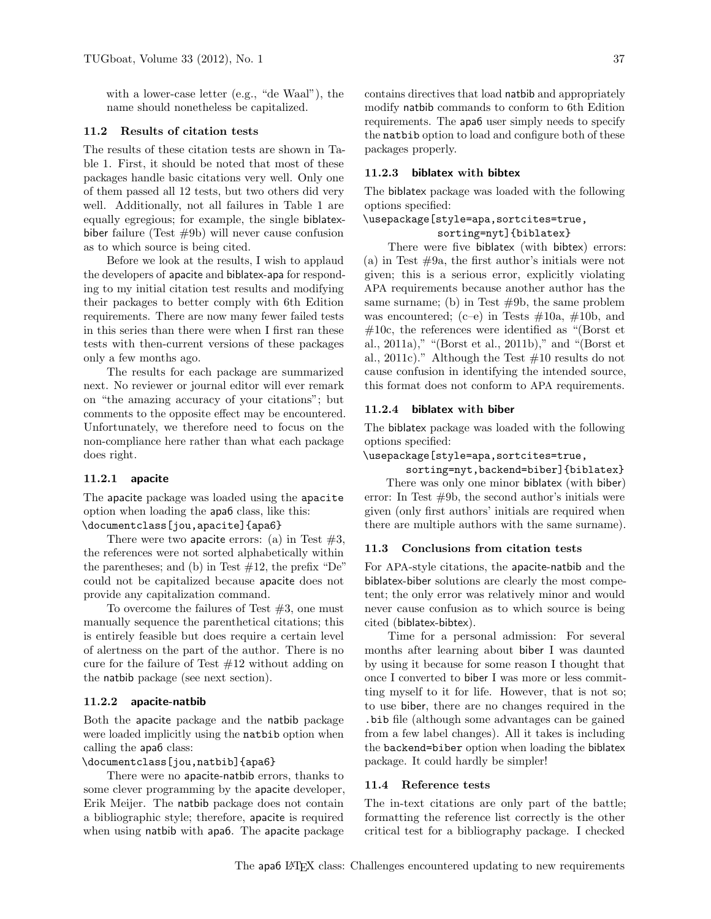with a lower-case letter (e.g., "de Waal"), the name should nonetheless be capitalized.

### 11.2 Results of citation tests

The results of these citation tests are shown in Table 1. First, it should be noted that most of these packages handle basic citations very well. Only one of them passed all 12 tests, but two others did very well. Additionally, not all failures in Table 1 are equally egregious; for example, the single biblatex-biber failure (Test #9b) will never cause confusion as to which source is being cited.

Before we look at the results, I wish to applaud the developers of apacite and biblatex-apa for responding to my initial citation test results and modifying their packages to better comply with 6th Edition requirements. There are now many fewer failed tests in this series than there were when I first ran these tests with then-current versions of these packages only a few months ago.

The results for each package are summarized next. No reviewer or journal editor will ever remark on "the amazing accuracy of your citations"; but comments to the opposite effect may be encountered. Unfortunately, we therefore need to focus on the non-compliance here rather than what each package does right.

#### 11.2.1 apacite

The apacite package was loaded using the apacite option when loading the apa6 class, like this:

```
\documentclass[jou,apacite]{apa6}
```

There were two apacite errors: (a) in Test #3, the references were not sorted alphabetically within the parentheses; and (b) in Test #12, the prefix "De" could not be capitalized because apacite does not provide any capitalization command.

To overcome the failures of Test #3, one must manually sequence the parenthetical citations; this is entirely feasible but does require a certain level of alertness on the part of the author. There is no cure for the failure of Test #12 without adding on the natbib package (see next section).

#### 11.2.2 apacite-natbib

Both the apacite package and the natbib package were loaded implicitly using the natbib option when calling the apa6 class:

```
\documentclass[jou,natbib]{apa6}
```

There were no apacite-natbib errors, thanks to some clever programming by the apacite developer, Erik Meijer. The natbib package does not contain a bibliographic style; therefore, apacite is required when using natbib with apa6. The apacite package contains directives that load natbib and appropriately modify natbib commands to conform to 6th Edition requirements. The apa6 user simply needs to specify the natbib option to load and configure both of these packages properly.

#### 11.2.3 biblatex with bibtex

The biblatex package was loaded with the following options specified:

```
\usepackage[style=apa,sortcites=true,
            sorting=nyt]{biblatex}
```

There were five biblatex (with bibtex) errors: (a) in Test #9a, the first author's initials were not given; this is a serious error, explicitly violating APA requirements because another author has the same surname; (b) in Test #9b, the same problem was encountered; (c–e) in Tests #10a, #10b, and #10c, the references were identified as "(Borst et al., 2011a)," "(Borst et al., 2011b)," and "(Borst et al., 2011c)." Although the Test #10 results do not cause confusion in identifying the intended source, this format does not conform to APA requirements.

#### 11.2.4 biblatex with biber

The biblatex package was loaded with the following options specified:

```
\usepackage[style=apa,sortcites=true,
      sorting=nyt,backend=biber]{biblatex}
```

There was only one minor biblatex (with biber) error: In Test #9b, the second author's initials were given (only first authors' initials are required when there are multiple authors with the same surname).

### 11.3 Conclusions from citation tests

For APA-style citations, the apacite-natbib and the biblatex-biber solutions are clearly the most competent; the only error was relatively minor and would never cause confusion as to which source is being cited (biblatex-bibtex).

Time for a personal admission: For several months after learning about biber I was daunted by using it because for some reason I thought that once I converted to biber I was more or less committing myself to it for life. However, that is not so; to use biber, there are no changes required in the .bib file (although some advantages can be gained from a few label changes). All it takes is including the backend=biber option when loading the biblatex package. It could hardly be simpler!

### 11.4 Reference tests

The in-text citations are only part of the battle; formatting the reference list correctly is the other critical test for a bibliography package. I checked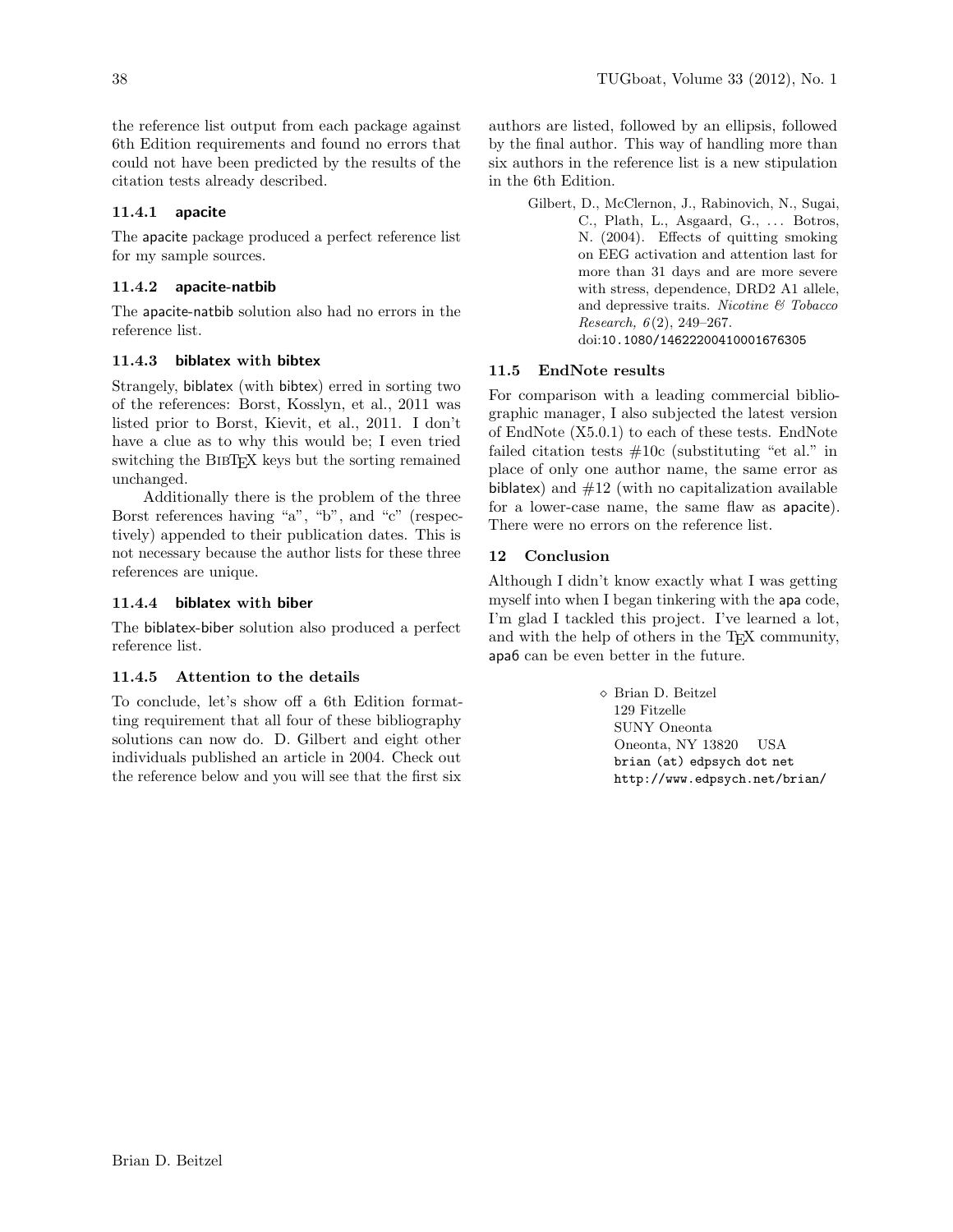the reference list output from each package against 6th Edition requirements and found no errors that could not have been predicted by the results of the citation tests already described.

#### 11.4.1 apacite

The apacite package produced a perfect reference list for my sample sources.

#### 11.4.2 apacite-natbib

The apacite-natbib solution also had no errors in the reference list.

#### 11.4.3 biblatex with bibtex

Strangely, biblatex (with bibtex) erred in sorting two of the references: Borst, Kosslyn, et al., 2011 was listed prior to Borst, Kievit, et al., 2011. I don't have a clue as to why this would be; I even tried switching the BibTeX keys but the sorting remained unchanged.

Additionally there is the problem of the three Borst references having "a", "b", and "c" (respectively) appended to their publication dates. This is not necessary because the author lists for these three references are unique.

#### 11.4.4 biblatex with biber

The biblatex-biber solution also produced a perfect reference list.

#### 11.4.5 Attention to the details

To conclude, let's show off a 6th Edition formatting requirement that all four of these bibliography solutions can now do. D. Gilbert and eight other individuals published an article in 2004. Check out the reference below and you will see that the first six authors are listed, followed by an ellipsis, followed by the final author. This way of handling more than six authors in the reference list is a new stipulation in the 6th Edition.

> Gilbert, D., McClernon, J., Rabinovich, N., Sugai, C., Plath, L., Asgaard, G., … Botros, N. (2004). Effects of quitting smoking on EEG activation and attention last for more than 31 days and are more severe with stress, dependence, DRD2 A1 allele, and depressive traits. *Nicotine & Tobacco Research, 6*(2), 249–267. doi:10.1080/14622200410001676305

### 11.5 EndNote results

For comparison with a leading commercial bibliographic manager, I also subjected the latest version of EndNote (X5.0.1) to each of these tests. EndNote failed citation tests #10c (substituting "et al." in place of only one author name, the same error as biblatex) and #12 (with no capitalization available for a lower-case name, the same flaw as apacite). There were no errors on the reference list.

## 12 Conclusion

Although I didn't know exactly what I was getting myself into when I began tinkering with the apa code, I'm glad I tackled this project. I've learned a lot, and with the help of others in the TeX community, apa6 can be even better in the future.

◇ Brian D. Beitzel
129 Fitzelle
SUNY Oneonta
Oneonta, NY 13820 USA
brian (at) edpsych dot net
http://www.edpsych.net/brian/